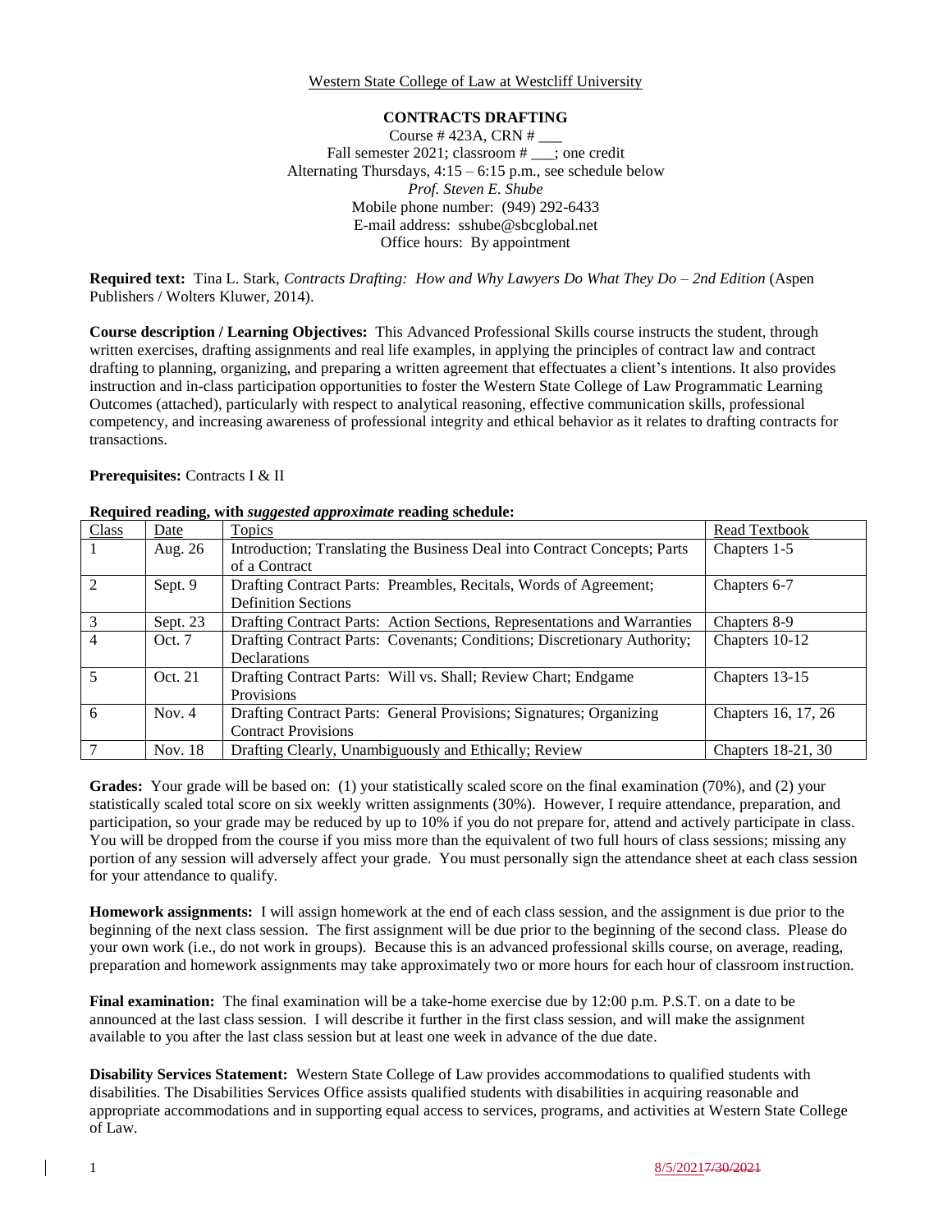Western State College of Law at Westcliff University

**CONTRACTS DRAFTING**

Course # 423A, CRN # ___
Fall semester 2021; classroom # ___; one credit
Alternating Thursdays, 4:15 – 6:15 p.m., see schedule below
*Prof. Steven E. Shube*
Mobile phone number: (949) 292-6433
E-mail address: sshube@sbcglobal.net
Office hours: By appointment

**Required text:** Tina L. Stark, *Contracts Drafting: How and Why Lawyers Do What They Do – 2nd Edition* (Aspen Publishers / Wolters Kluwer, 2014).

**Course description / Learning Objectives:** This Advanced Professional Skills course instructs the student, through written exercises, drafting assignments and real life examples, in applying the principles of contract law and contract drafting to planning, organizing, and preparing a written agreement that effectuates a client's intentions. It also provides instruction and in-class participation opportunities to foster the Western State College of Law Programmatic Learning Outcomes (attached), particularly with respect to analytical reasoning, effective communication skills, professional competency, and increasing awareness of professional integrity and ethical behavior as it relates to drafting contracts for transactions.

**Prerequisites:** Contracts I & II

**Required reading, with *suggested approximate* reading schedule:**

| Class | Date | Topics | Read Textbook |
|---|---|---|---|
| 1 | Aug. 26 | Introduction; Translating the Business Deal into Contract Concepts; Parts of a Contract | Chapters 1-5 |
| 2 | Sept. 9 | Drafting Contract Parts: Preambles, Recitals, Words of Agreement; Definition Sections | Chapters 6-7 |
| 3 | Sept. 23 | Drafting Contract Parts: Action Sections, Representations and Warranties | Chapters 8-9 |
| 4 | Oct. 7 | Drafting Contract Parts: Covenants; Conditions; Discretionary Authority; Declarations | Chapters 10-12 |
| 5 | Oct. 21 | Drafting Contract Parts: Will vs. Shall; Review Chart; Endgame Provisions | Chapters 13-15 |
| 6 | Nov. 4 | Drafting Contract Parts: General Provisions; Signatures; Organizing Contract Provisions | Chapters 16, 17, 26 |
| 7 | Nov. 18 | Drafting Clearly, Unambiguously and Ethically; Review | Chapters 18-21, 30 |

**Grades:** Your grade will be based on: (1) your statistically scaled score on the final examination (70%), and (2) your statistically scaled total score on six weekly written assignments (30%). However, I require attendance, preparation, and participation, so your grade may be reduced by up to 10% if you do not prepare for, attend and actively participate in class. You will be dropped from the course if you miss more than the equivalent of two full hours of class sessions; missing any portion of any session will adversely affect your grade. You must personally sign the attendance sheet at each class session for your attendance to qualify.

**Homework assignments:** I will assign homework at the end of each class session, and the assignment is due prior to the beginning of the next class session. The first assignment will be due prior to the beginning of the second class. Please do your own work (i.e., do not work in groups). Because this is an advanced professional skills course, on average, reading, preparation and homework assignments may take approximately two or more hours for each hour of classroom instruction.

**Final examination:** The final examination will be a take-home exercise due by 12:00 p.m. P.S.T. on a date to be announced at the last class session. I will describe it further in the first class session, and will make the assignment available to you after the last class session but at least one week in advance of the due date.

**Disability Services Statement:** Western State College of Law provides accommodations to qualified students with disabilities. The Disabilities Services Office assists qualified students with disabilities in acquiring reasonable and appropriate accommodations and in supporting equal access to services, programs, and activities at Western State College of Law.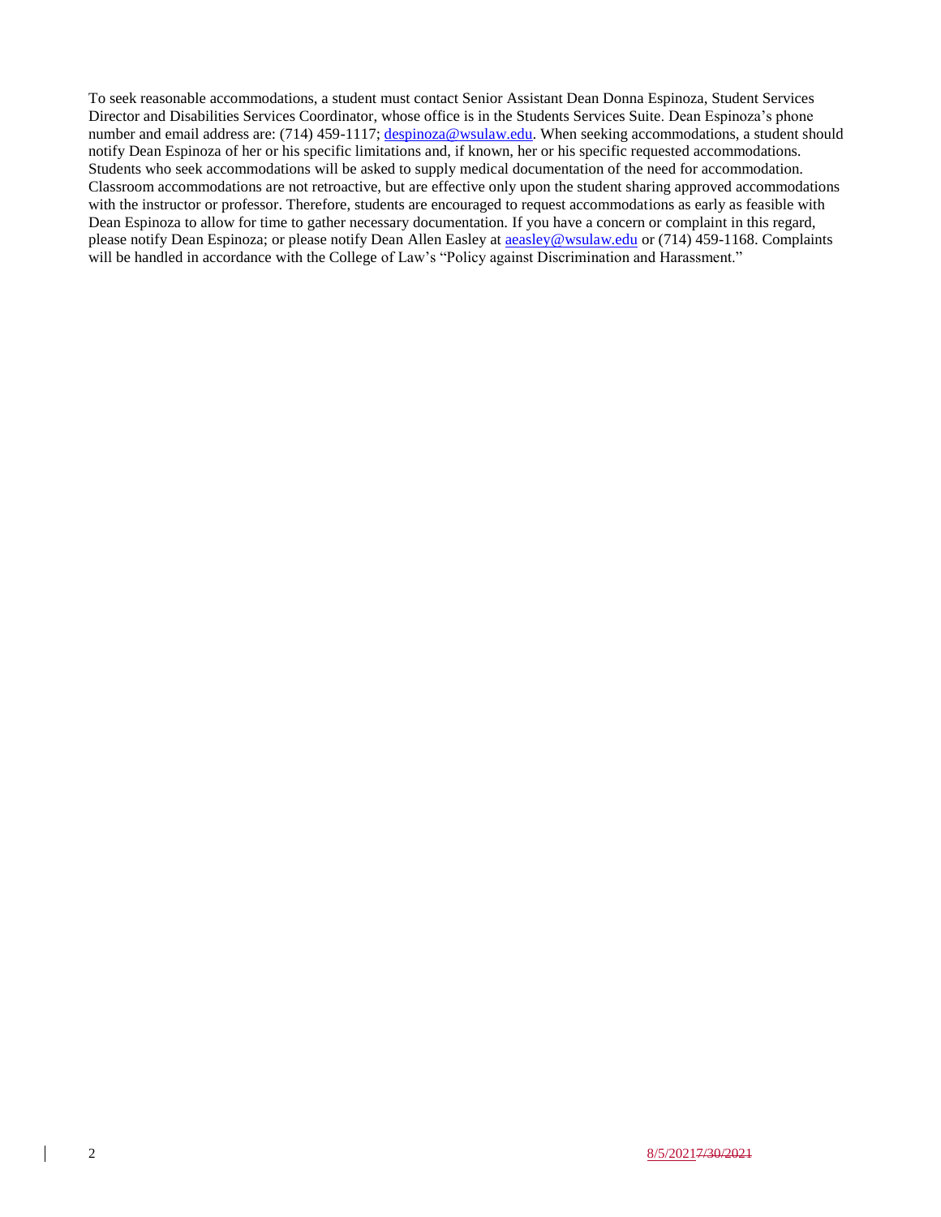To seek reasonable accommodations, a student must contact Senior Assistant Dean Donna Espinoza, Student Services Director and Disabilities Services Coordinator, whose office is in the Students Services Suite. Dean Espinoza's phone number and email address are: (714) 459-1117; despinoza@wsulaw.edu. When seeking accommodations, a student should notify Dean Espinoza of her or his specific limitations and, if known, her or his specific requested accommodations. Students who seek accommodations will be asked to supply medical documentation of the need for accommodation. Classroom accommodations are not retroactive, but are effective only upon the student sharing approved accommodations with the instructor or professor. Therefore, students are encouraged to request accommodations as early as feasible with Dean Espinoza to allow for time to gather necessary documentation. If you have a concern or complaint in this regard, please notify Dean Espinoza; or please notify Dean Allen Easley at aeasley@wsulaw.edu or (714) 459-1168. Complaints will be handled in accordance with the College of Law's "Policy against Discrimination and Harassment."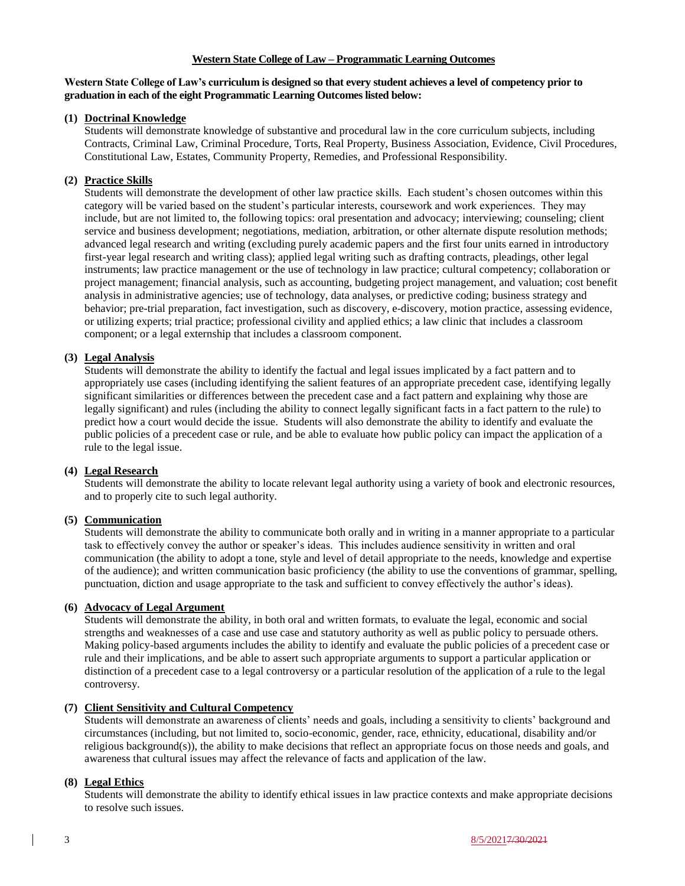**Western State College of Law – Programmatic Learning Outcomes**

**Western State College of Law's curriculum is designed so that every student achieves a level of competency prior to graduation in each of the eight Programmatic Learning Outcomes listed below:**

**(1) Doctrinal Knowledge**

Students will demonstrate knowledge of substantive and procedural law in the core curriculum subjects, including Contracts, Criminal Law, Criminal Procedure, Torts, Real Property, Business Association, Evidence, Civil Procedures, Constitutional Law, Estates, Community Property, Remedies, and Professional Responsibility.

**(2) Practice Skills**

Students will demonstrate the development of other law practice skills. Each student's chosen outcomes within this category will be varied based on the student's particular interests, coursework and work experiences. They may include, but are not limited to, the following topics: oral presentation and advocacy; interviewing; counseling; client service and business development; negotiations, mediation, arbitration, or other alternate dispute resolution methods; advanced legal research and writing (excluding purely academic papers and the first four units earned in introductory first-year legal research and writing class); applied legal writing such as drafting contracts, pleadings, other legal instruments; law practice management or the use of technology in law practice; cultural competency; collaboration or project management; financial analysis, such as accounting, budgeting project management, and valuation; cost benefit analysis in administrative agencies; use of technology, data analyses, or predictive coding; business strategy and behavior; pre-trial preparation, fact investigation, such as discovery, e-discovery, motion practice, assessing evidence, or utilizing experts; trial practice; professional civility and applied ethics; a law clinic that includes a classroom component; or a legal externship that includes a classroom component.

**(3) Legal Analysis**

Students will demonstrate the ability to identify the factual and legal issues implicated by a fact pattern and to appropriately use cases (including identifying the salient features of an appropriate precedent case, identifying legally significant similarities or differences between the precedent case and a fact pattern and explaining why those are legally significant) and rules (including the ability to connect legally significant facts in a fact pattern to the rule) to predict how a court would decide the issue. Students will also demonstrate the ability to identify and evaluate the public policies of a precedent case or rule, and be able to evaluate how public policy can impact the application of a rule to the legal issue.

**(4) Legal Research**

Students will demonstrate the ability to locate relevant legal authority using a variety of book and electronic resources, and to properly cite to such legal authority.

**(5) Communication**

Students will demonstrate the ability to communicate both orally and in writing in a manner appropriate to a particular task to effectively convey the author or speaker's ideas. This includes audience sensitivity in written and oral communication (the ability to adopt a tone, style and level of detail appropriate to the needs, knowledge and expertise of the audience); and written communication basic proficiency (the ability to use the conventions of grammar, spelling, punctuation, diction and usage appropriate to the task and sufficient to convey effectively the author's ideas).

**(6) Advocacy of Legal Argument**

Students will demonstrate the ability, in both oral and written formats, to evaluate the legal, economic and social strengths and weaknesses of a case and use case and statutory authority as well as public policy to persuade others. Making policy-based arguments includes the ability to identify and evaluate the public policies of a precedent case or rule and their implications, and be able to assert such appropriate arguments to support a particular application or distinction of a precedent case to a legal controversy or a particular resolution of the application of a rule to the legal controversy.

**(7) Client Sensitivity and Cultural Competency**

Students will demonstrate an awareness of clients' needs and goals, including a sensitivity to clients' background and circumstances (including, but not limited to, socio-economic, gender, race, ethnicity, educational, disability and/or religious background(s)), the ability to make decisions that reflect an appropriate focus on those needs and goals, and awareness that cultural issues may affect the relevance of facts and application of the law.

**(8) Legal Ethics**

Students will demonstrate the ability to identify ethical issues in law practice contexts and make appropriate decisions to resolve such issues.